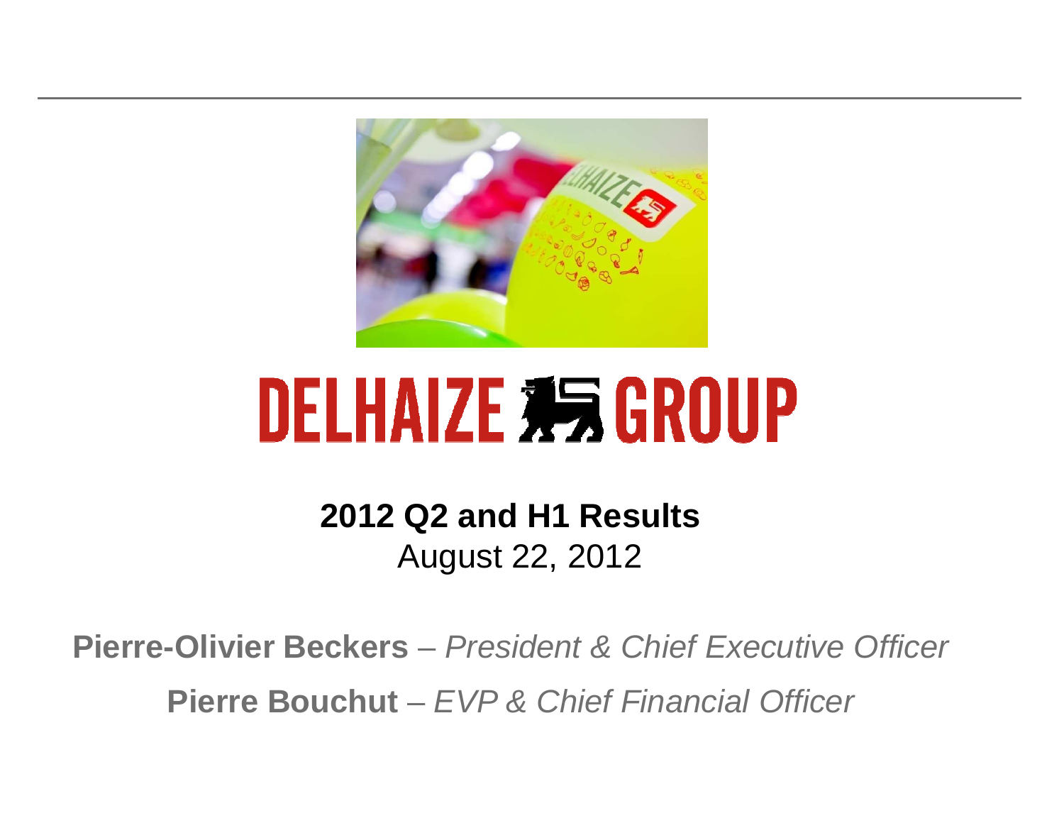# DELHAIZE GROUP

**2012 Q2 and H1 Results**

August 22, 2012

**Pierre-Olivier Beckers** – *President & Chief Executive Officer*

**Pierre Bouchut** – *EVP & Chief Financial Officer*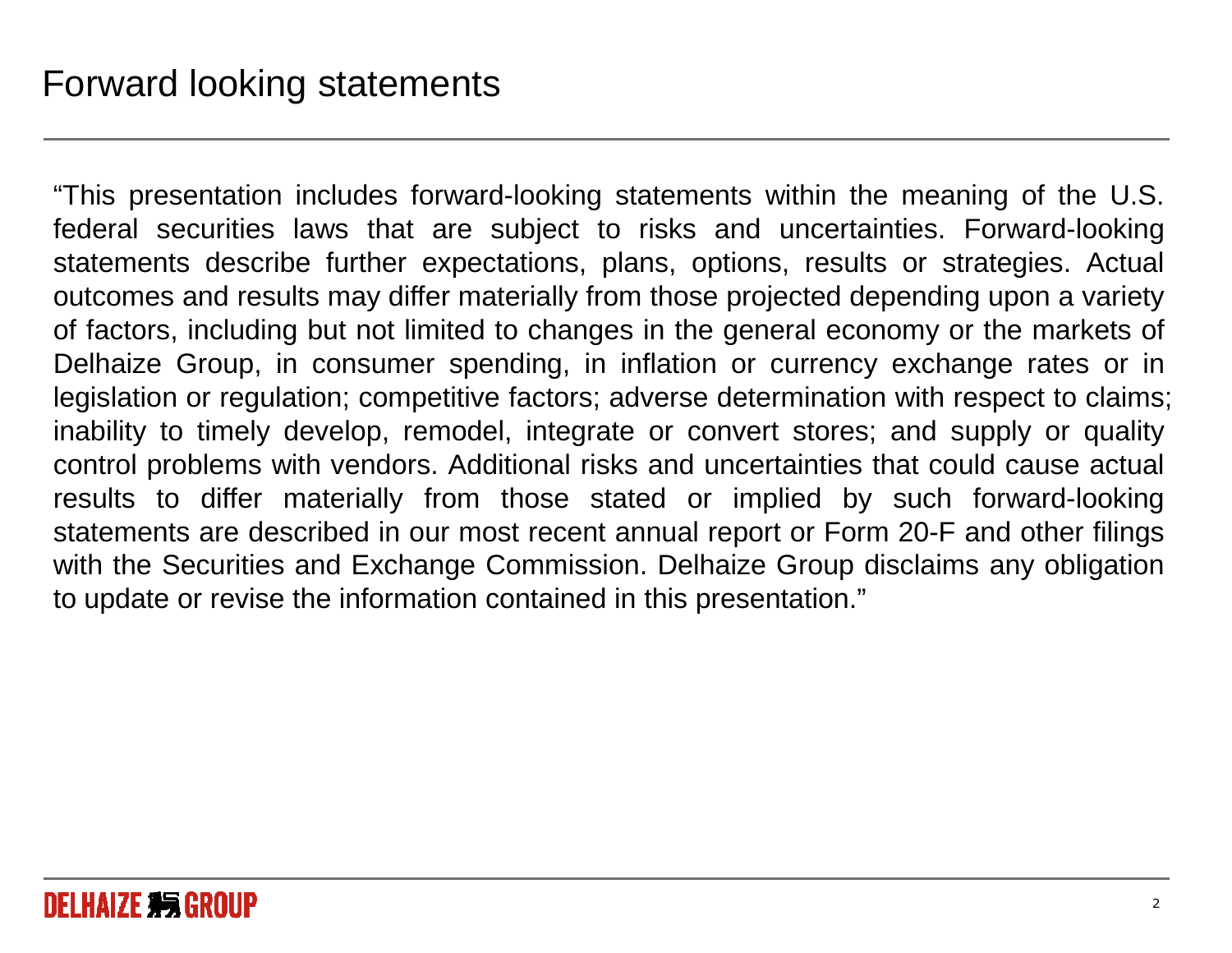# Forward looking statements

"This presentation includes forward-looking statements within the meaning of the U.S. federal securities laws that are subject to risks and uncertainties. Forward-looking statements describe further expectations, plans, options, results or strategies. Actual outcomes and results may differ materially from those projected depending upon a variety of factors, including but not limited to changes in the general economy or the markets of Delhaize Group, in consumer spending, in inflation or currency exchange rates or in legislation or regulation; competitive factors; adverse determination with respect to claims; inability to timely develop, remodel, integrate or convert stores; and supply or quality control problems with vendors. Additional risks and uncertainties that could cause actual results to differ materially from those stated or implied by such forward-looking statements are described in our most recent annual report or Form 20-F and other filings with the Securities and Exchange Commission. Delhaize Group disclaims any obligation to update or revise the information contained in this presentation."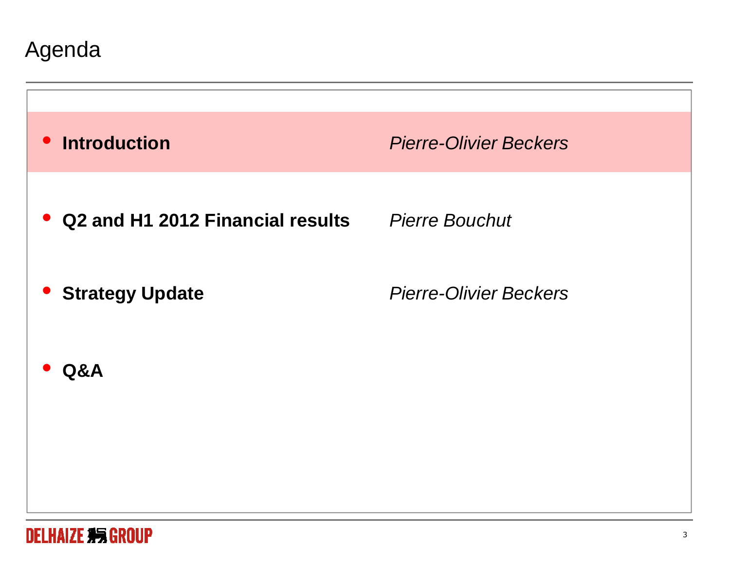# Agenda

- **Introduction** *Pierre-Olivier Beckers*
- **Q2 and H1 2012 Financial results** *Pierre Bouchut*
- **Strategy Update** *Pierre-Olivier Beckers*
- **Q&A**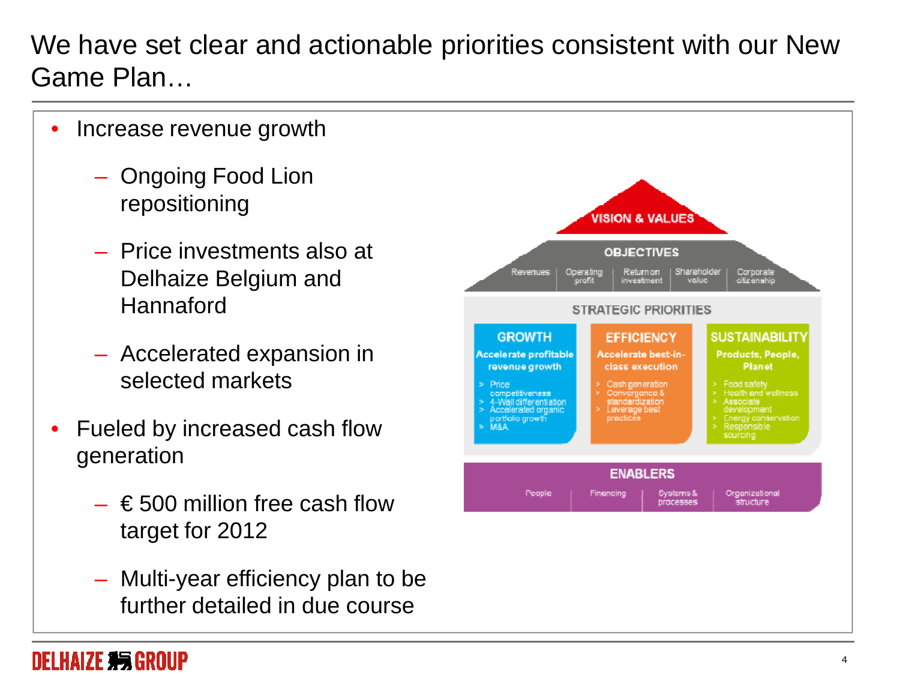# We have set clear and actionable priorities consistent with our New Game Plan…

- Increase revenue growth
  - Ongoing Food Lion repositioning
  - Price investments also at Delhaize Belgium and Hannaford
  - Accelerated expansion in selected markets
- Fueled by increased cash flow generation
  - € 500 million free cash flow target for 2012
  - Multi-year efficiency plan to be further detailed in due course

**VISION & VALUES**

**OBJECTIVES**

Revenues | Operating profit | Return on investment | Shareholder value | Corporate citizenship

**STRATEGIC PRIORITIES**

| GROWTH | EFFICIENCY | SUSTAINABILITY |
|---|---|---|
| **Accelerate profitable revenue growth** | **Accelerate best-in-class execution** | **Products, People, Planet** |
| > Price competitiveness<br>> 4-Wall differentiation<br>> Accelerated organic portfolio growth<br>> M&A | > Cash generation<br>> Convergence & standardization<br>> Leverage best practices | > Food safety<br>> Health and wellness<br>> Associate development<br>> Energy conservation<br>> Responsible sourcing |

**ENABLERS**

People | Financing | Systems & processes | Organizational structure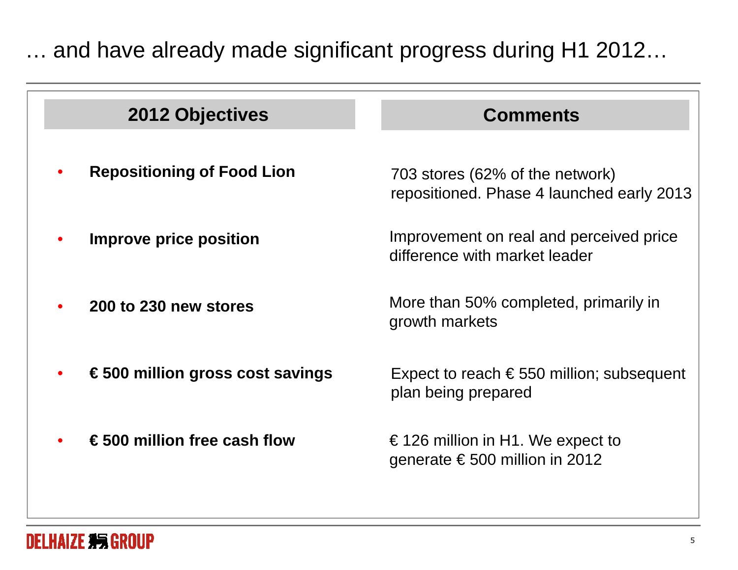# … and have already made significant progress during H1 2012…

| 2012 Objectives | Comments |
| --- | --- |
| **Repositioning of Food Lion** | 703 stores (62% of the network) repositioned. Phase 4 launched early 2013 |
| **Improve price position** | Improvement on real and perceived price difference with market leader |
| **200 to 230 new stores** | More than 50% completed, primarily in growth markets |
| **€ 500 million gross cost savings** | Expect to reach € 550 million; subsequent plan being prepared |
| **€ 500 million free cash flow** | € 126 million in H1. We expect to generate € 500 million in 2012 |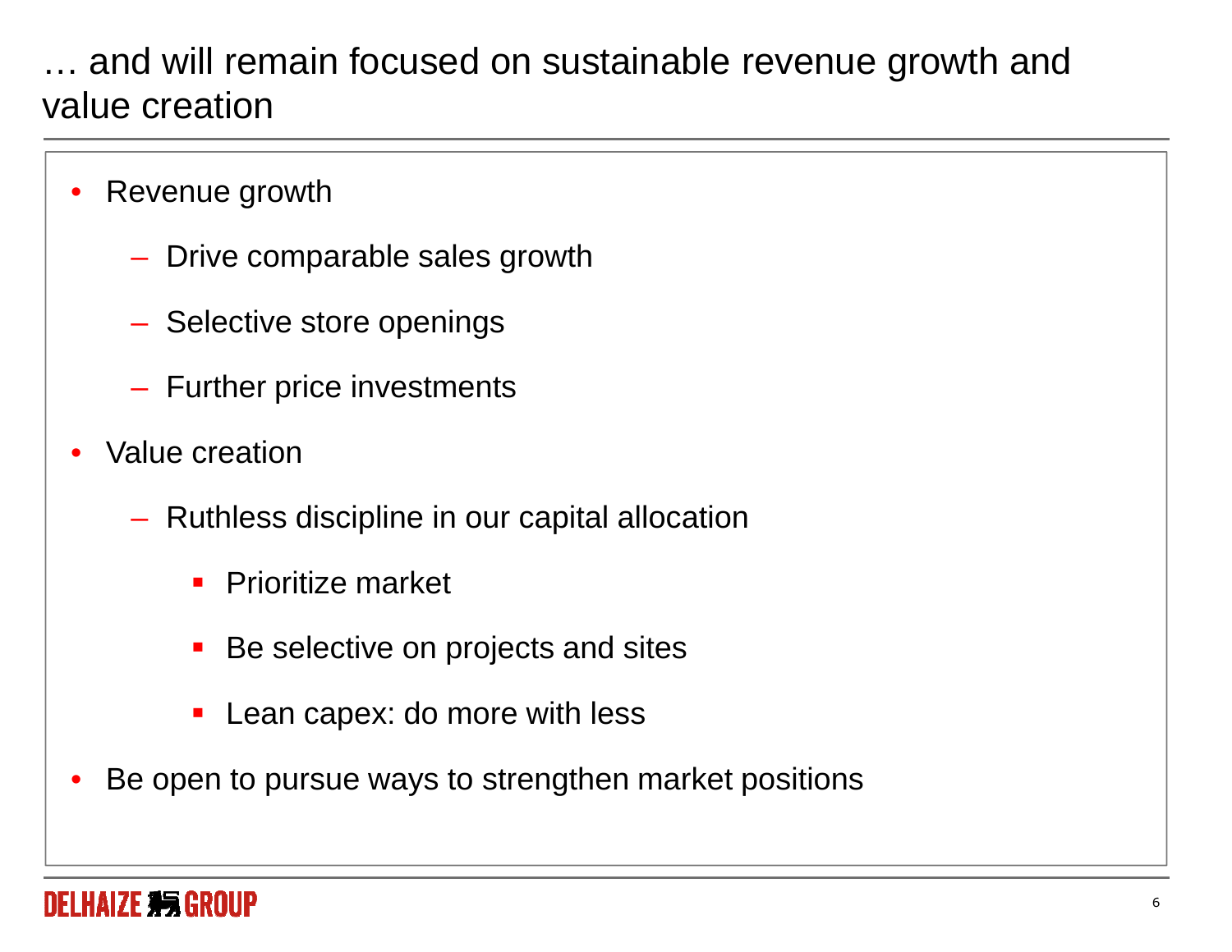# … and will remain focused on sustainable revenue growth and value creation

- Revenue growth
  - Drive comparable sales growth
  - Selective store openings
  - Further price investments
- Value creation
  - Ruthless discipline in our capital allocation
    - Prioritize market
    - Be selective on projects and sites
    - Lean capex: do more with less
- Be open to pursue ways to strengthen market positions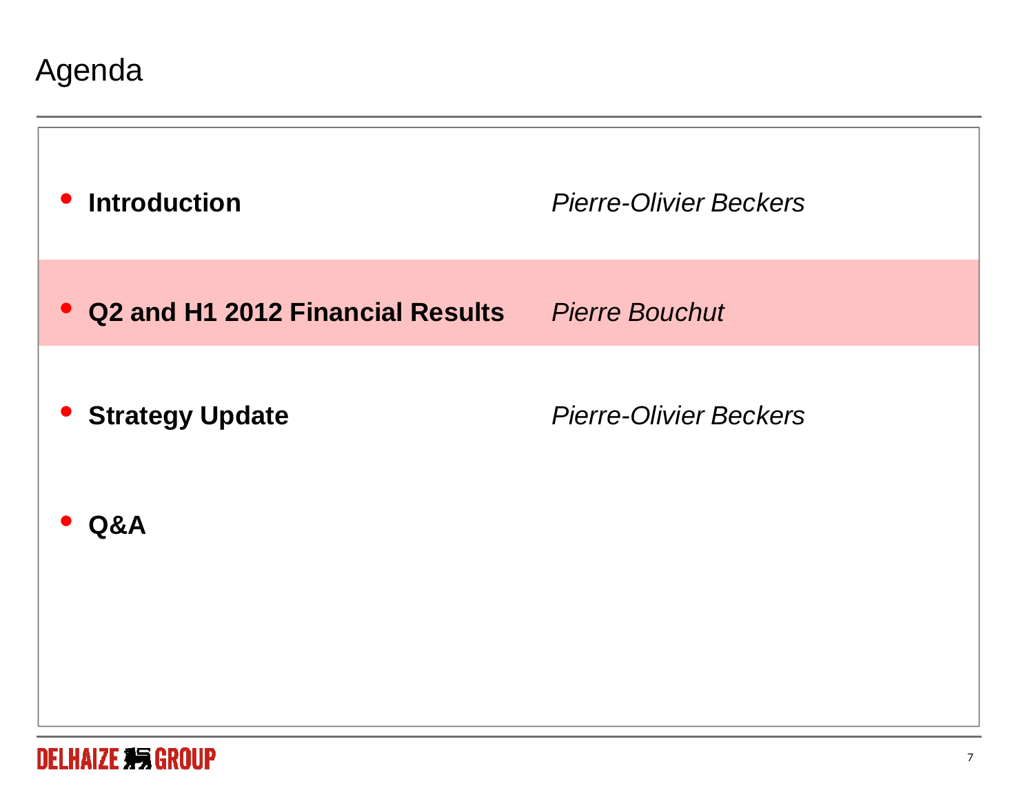# Agenda

- **Introduction** — *Pierre-Olivier Beckers*
- **Q2 and H1 2012 Financial Results** — *Pierre Bouchut*
- **Strategy Update** — *Pierre-Olivier Beckers*
- **Q&A**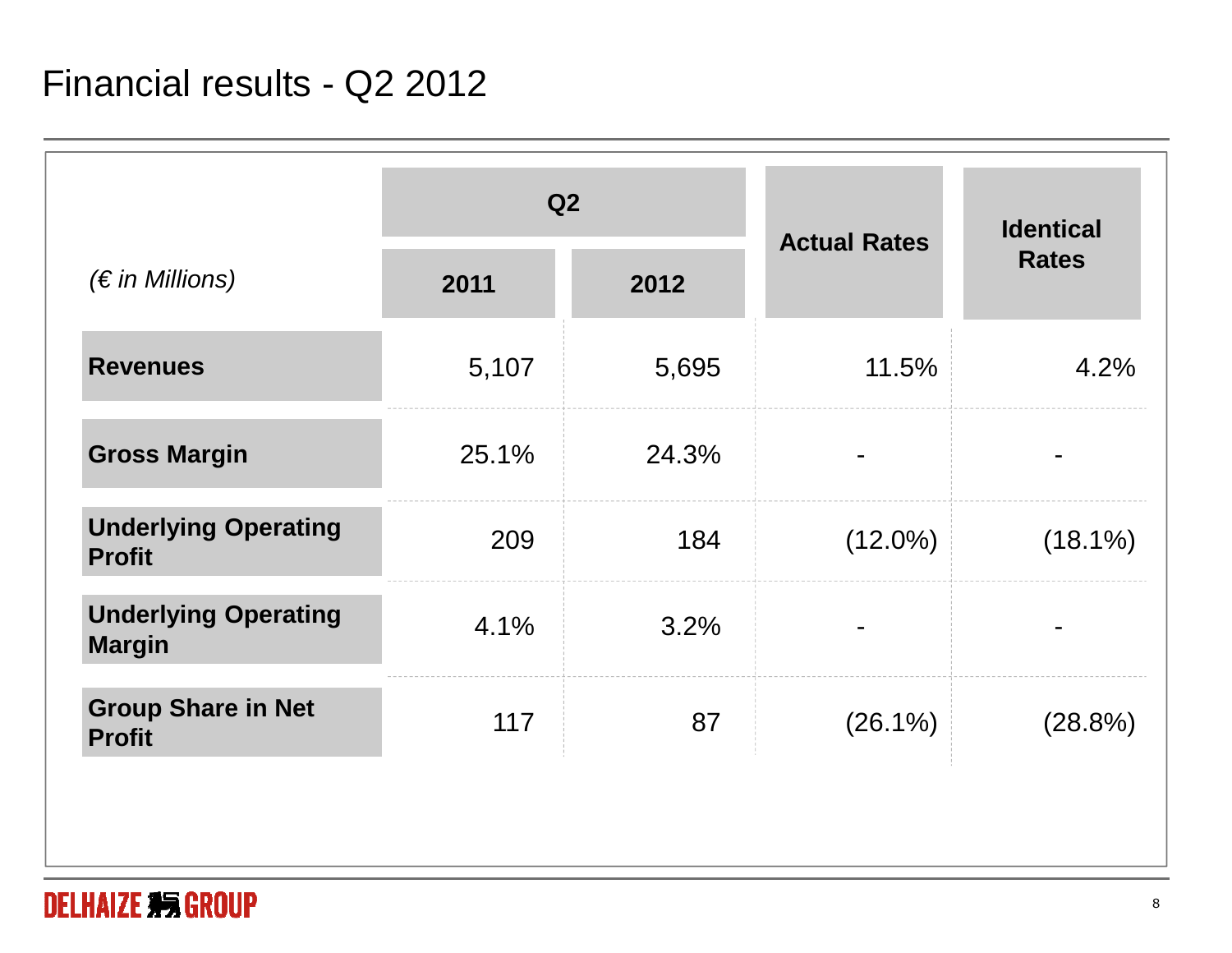# Financial results - Q2 2012

| (€ in Millions) | Q2 2011 | Q2 2012 | Actual Rates | Identical Rates |
|---|---|---|---|---|
| **Revenues** | 5,107 | 5,695 | 11.5% | 4.2% |
| **Gross Margin** | 25.1% | 24.3% | - | - |
| **Underlying Operating Profit** | 209 | 184 | (12.0%) | (18.1%) |
| **Underlying Operating Margin** | 4.1% | 3.2% | - | - |
| **Group Share in Net Profit** | 117 | 87 | (26.1%) | (28.8%) |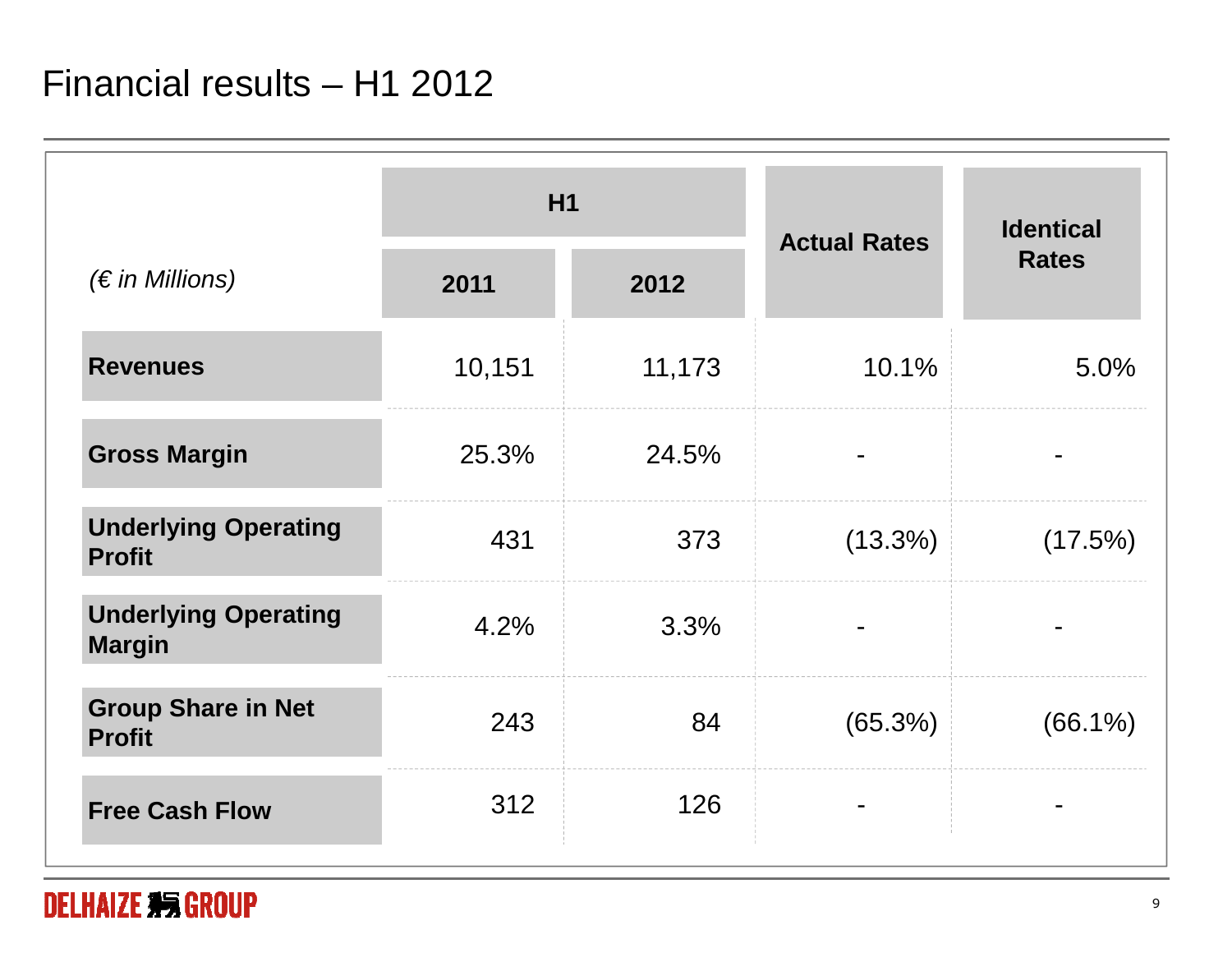# Financial results – H1 2012

| *(€ in Millions)* | H1 | | Actual Rates | Identical Rates |
|---|---|---|---|---|
| | 2011 | 2012 | | |
| **Revenues** | 10,151 | 11,173 | 10.1% | 5.0% |
| **Gross Margin** | 25.3% | 24.5% | - | - |
| **Underlying Operating Profit** | 431 | 373 | (13.3%) | (17.5%) |
| **Underlying Operating Margin** | 4.2% | 3.3% | - | - |
| **Group Share in Net Profit** | 243 | 84 | (65.3%) | (66.1%) |
| **Free Cash Flow** | 312 | 126 | - | - |

DELHAIZE GROUP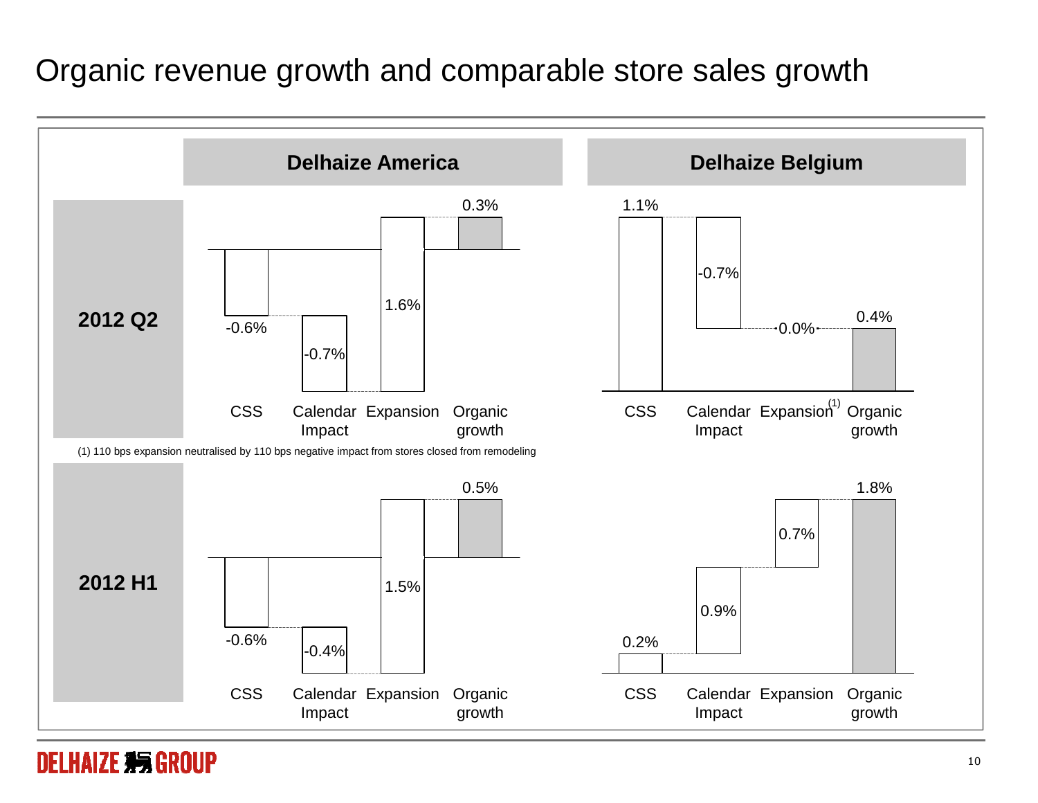# Organic revenue growth and comparable store sales growth

## Delhaize America

**2012 Q2**

| CSS | Calendar Impact | Expansion | Organic growth |
| --- | --- | --- | --- |
| -0.6% | -0.7% | 1.6% | 0.3% |

**2012 H1**

| CSS | Calendar Impact | Expansion | Organic growth |
| --- | --- | --- | --- |
| -0.6% | -0.4% | 1.5% | 0.5% |

## Delhaize Belgium

**2012 Q2**

| CSS | Calendar Impact | Expansion[1] | Organic growth |
| --- | --- | --- | --- |
| 1.1% | -0.7% | 0.0% | 0.4% |

**2012 H1**

| CSS | Calendar Impact | Expansion | Organic growth |
| --- | --- | --- | --- |
| 0.2% | 0.9% | 0.7% | 1.8% |

(1) 110 bps expansion neutralised by 110 bps negative impact from stores closed from remodeling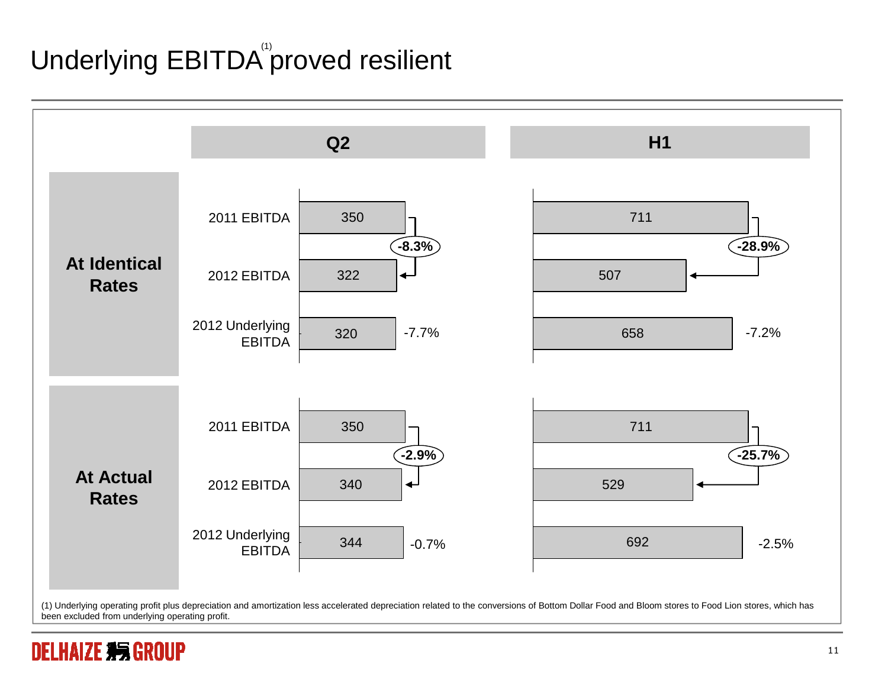# Underlying EBITDA[1] proved resilient

**At Identical Rates**

| | Q2 | Change | H1 | Change |
|---|---|---|---|---|
| 2011 EBITDA | 350 | | 711 | |
| 2012 EBITDA | 322 | -8.3% | 507 | -28.9% |
| 2012 Underlying EBITDA | 320 | -7.7% | 658 | -7.2% |

**At Actual Rates**

| | Q2 | Change | H1 | Change |
|---|---|---|---|---|
| 2011 EBITDA | 350 | | 711 | |
| 2012 EBITDA | 340 | -2.9% | 529 | -25.7% |
| 2012 Underlying EBITDA | 344 | -0.7% | 692 | -2.5% |

(1) Underlying operating profit plus depreciation and amortization less accelerated depreciation related to the conversions of Bottom Dollar Food and Bloom stores to Food Lion stores, which has been excluded from underlying operating profit.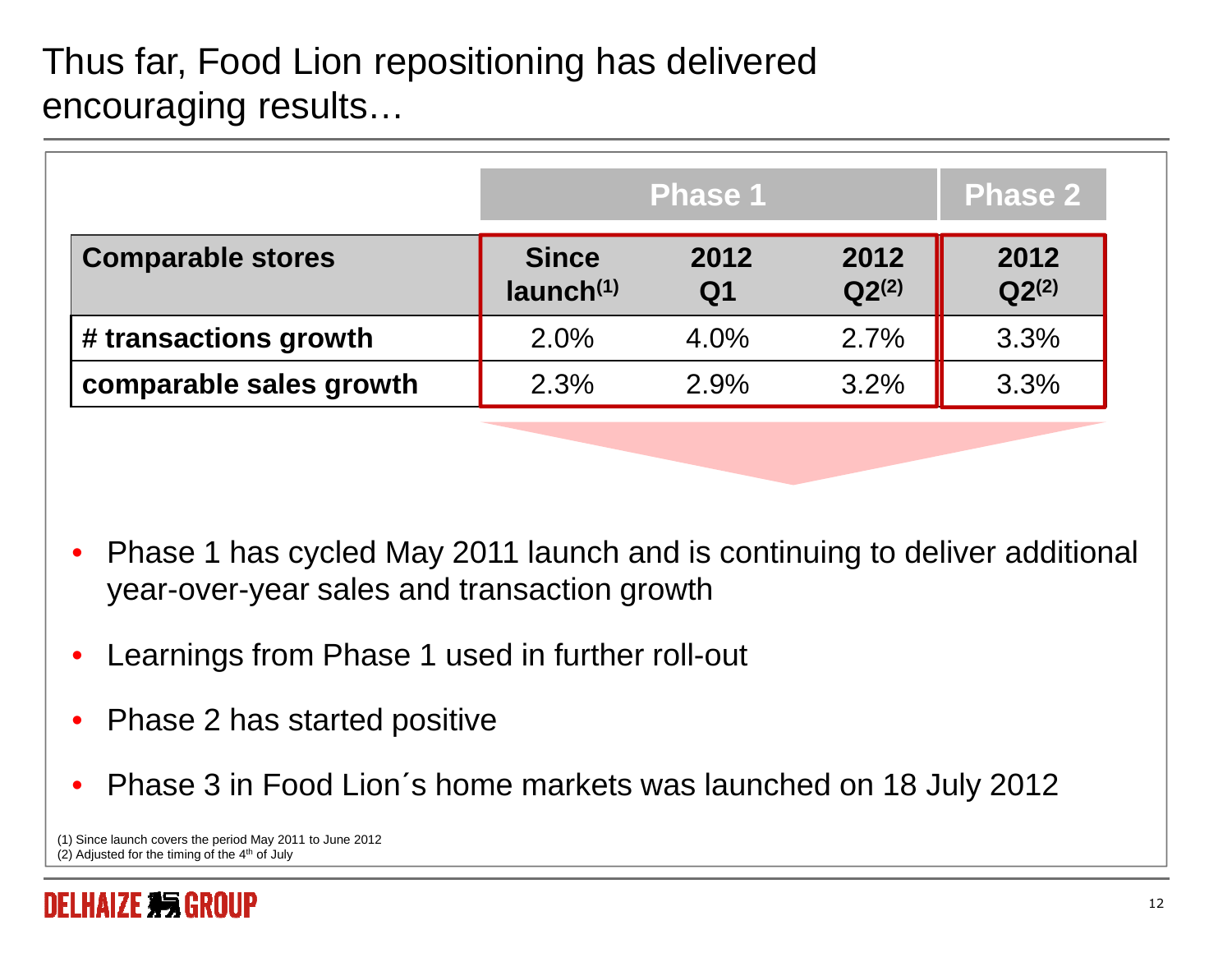# Thus far, Food Lion repositioning has delivered encouraging results…

| | Phase 1 | | | Phase 2 |
|---|---|---|---|---|
| **Comparable stores** | **Since launch[1]** | **2012 Q1** | **2012 Q2[2]** | **2012 Q2[2]** |
| **# transactions growth** | 2.0% | 4.0% | 2.7% | 3.3% |
| **comparable sales growth** | 2.3% | 2.9% | 3.2% | 3.3% |

- Phase 1 has cycled May 2011 launch and is continuing to deliver additional year-over-year sales and transaction growth
- Learnings from Phase 1 used in further roll-out
- Phase 2 has started positive
- Phase 3 in Food Lion´s home markets was launched on 18 July 2012

(1) Since launch covers the period May 2011 to June 2012
(2) Adjusted for the timing of the 4th of July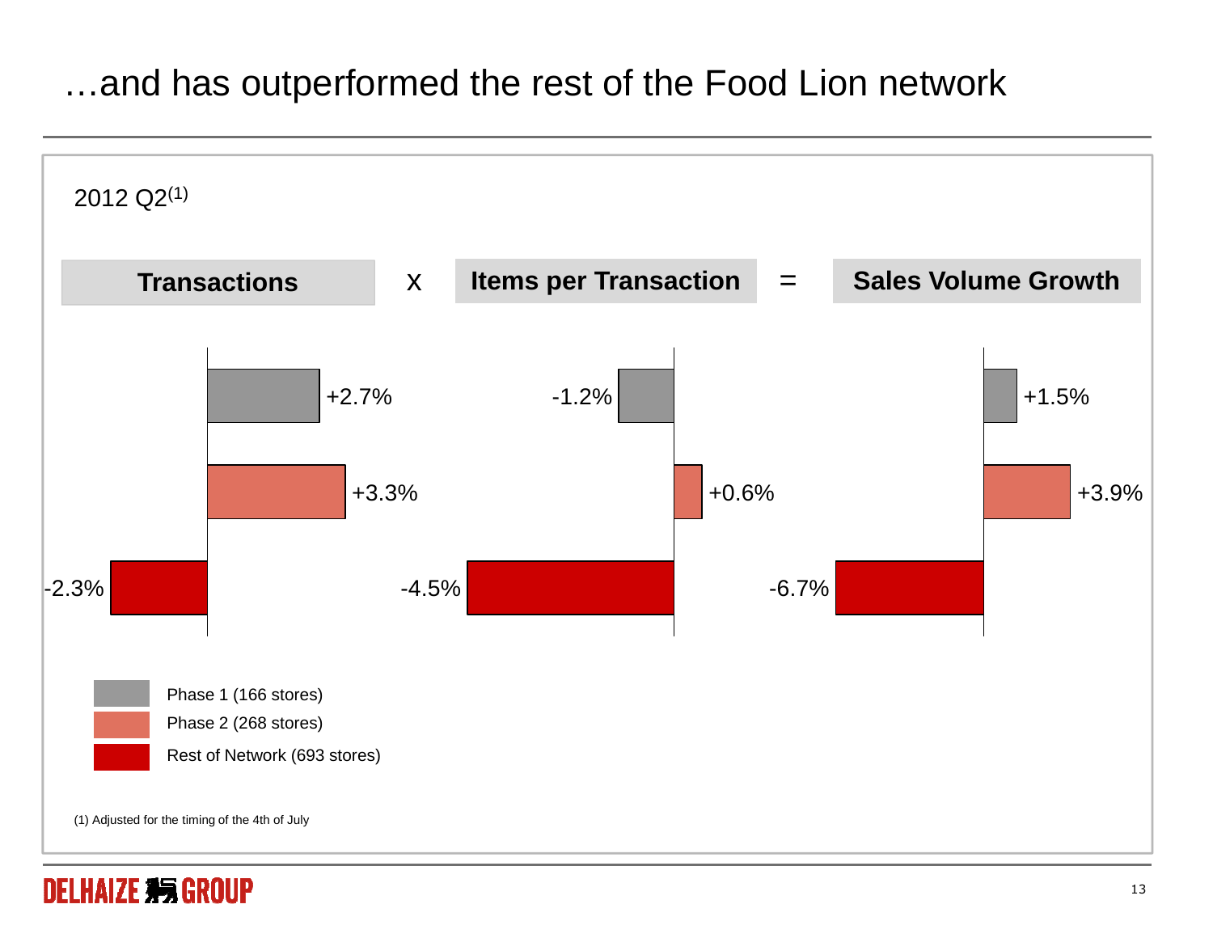# …and has outperformed the rest of the Food Lion network

2012 Q2[1]

**Transactions** x **Items per Transaction** = **Sales Volume Growth**

| | Transactions | Items per Transaction | Sales Volume Growth |
|---|---|---|---|
| Phase 1 (166 stores) | +2.7% | -1.2% | +1.5% |
| Phase 2 (268 stores) | +3.3% | +0.6% | +3.9% |
| Rest of Network (693 stores) | -2.3% | -4.5% | -6.7% |

(1) Adjusted for the timing of the 4th of July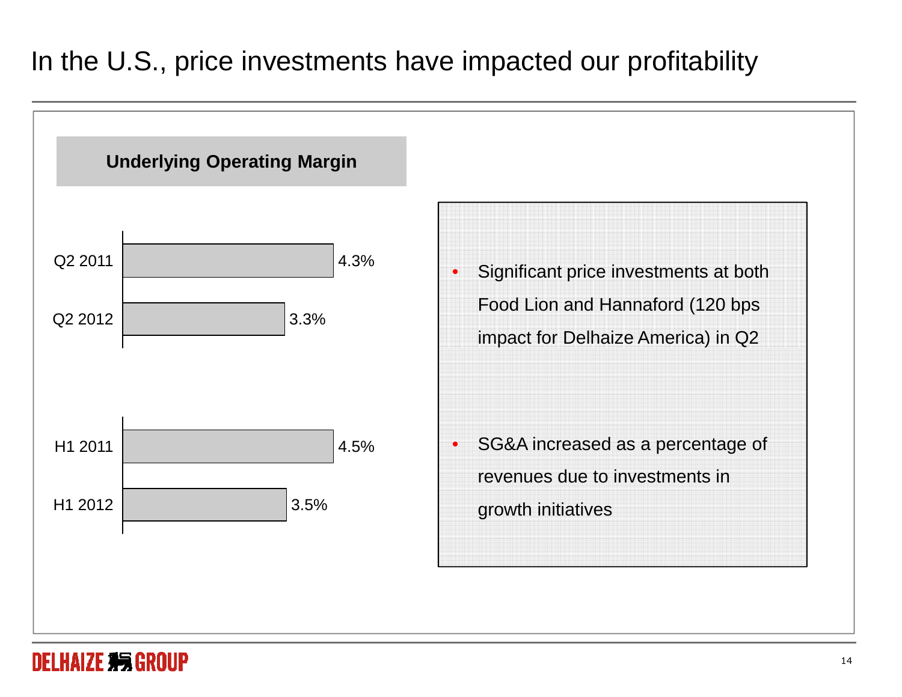# In the U.S., price investments have impacted our profitability

**Underlying Operating Margin**

| Period | Underlying Operating Margin |
| --- | --- |
| Q2 2011 | 4.3% |
| Q2 2012 | 3.3% |
| H1 2011 | 4.5% |
| H1 2012 | 3.5% |

- Significant price investments at both Food Lion and Hannaford (120 bps impact for Delhaize America) in Q2
- SG&A increased as a percentage of revenues due to investments in growth initiatives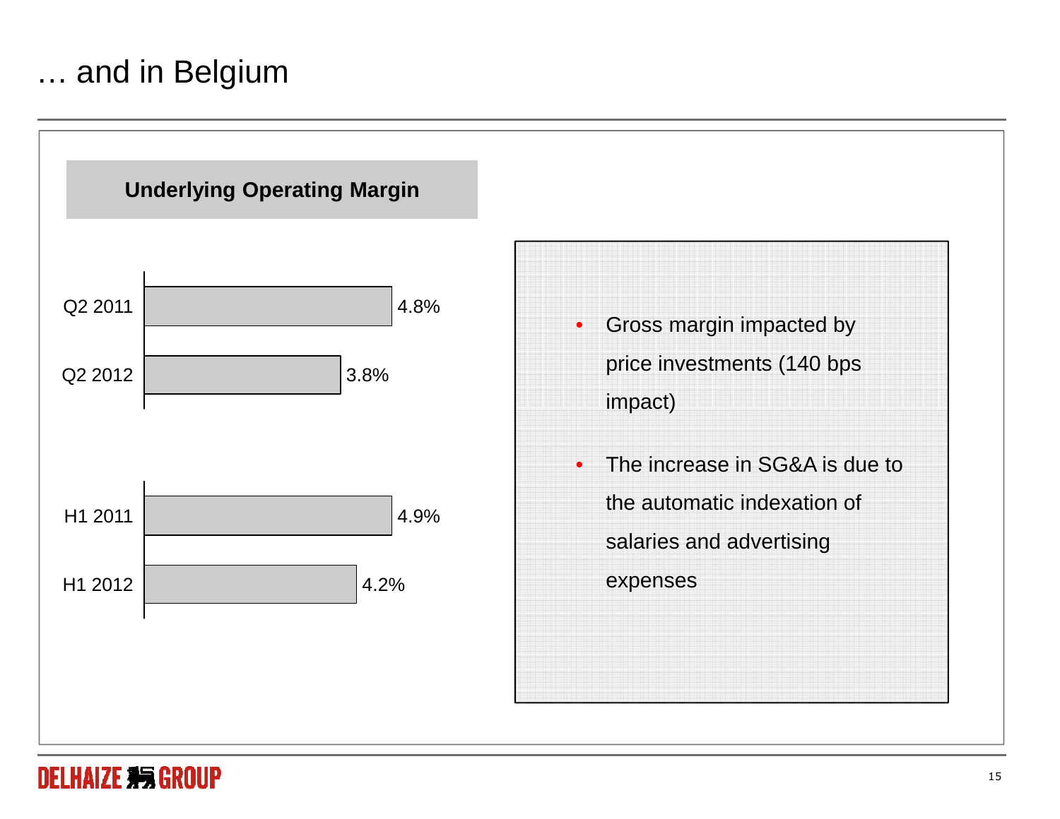# … and in Belgium

## Underlying Operating Margin

| Period | Underlying Operating Margin |
|---|---|
| Q2 2011 | 4.8% |
| Q2 2012 | 3.8% |
| H1 2011 | 4.9% |
| H1 2012 | 4.2% |

- Gross margin impacted by price investments (140 bps impact)
- The increase in SG&A is due to the automatic indexation of salaries and advertising expenses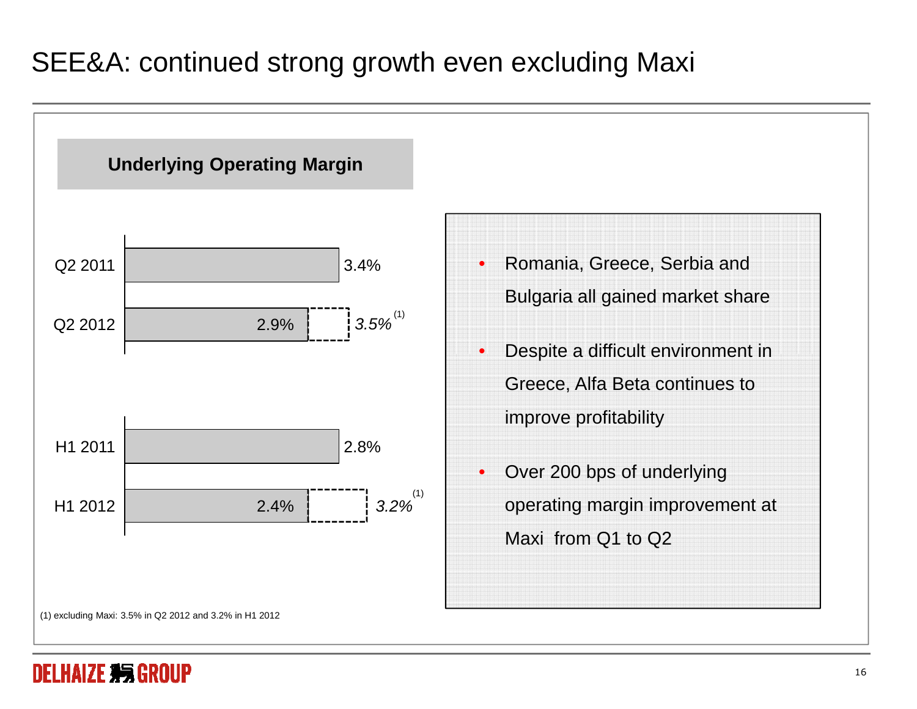# SEE&A: continued strong growth even excluding Maxi

## Underlying Operating Margin

| Period | Underlying Operating Margin | Excluding Maxi |
|---|---|---|
| Q2 2011 | 3.4% | |
| Q2 2012 | 2.9% | *3.5%* [1] |
| H1 2011 | 2.8% | |
| H1 2012 | 2.4% | *3.2%* [1] |

(1) excluding Maxi: 3.5% in Q2 2012 and 3.2% in H1 2012

- Romania, Greece, Serbia and Bulgaria all gained market share
- Despite a difficult environment in Greece, Alfa Beta continues to improve profitability
- Over 200 bps of underlying operating margin improvement at Maxi from Q1 to Q2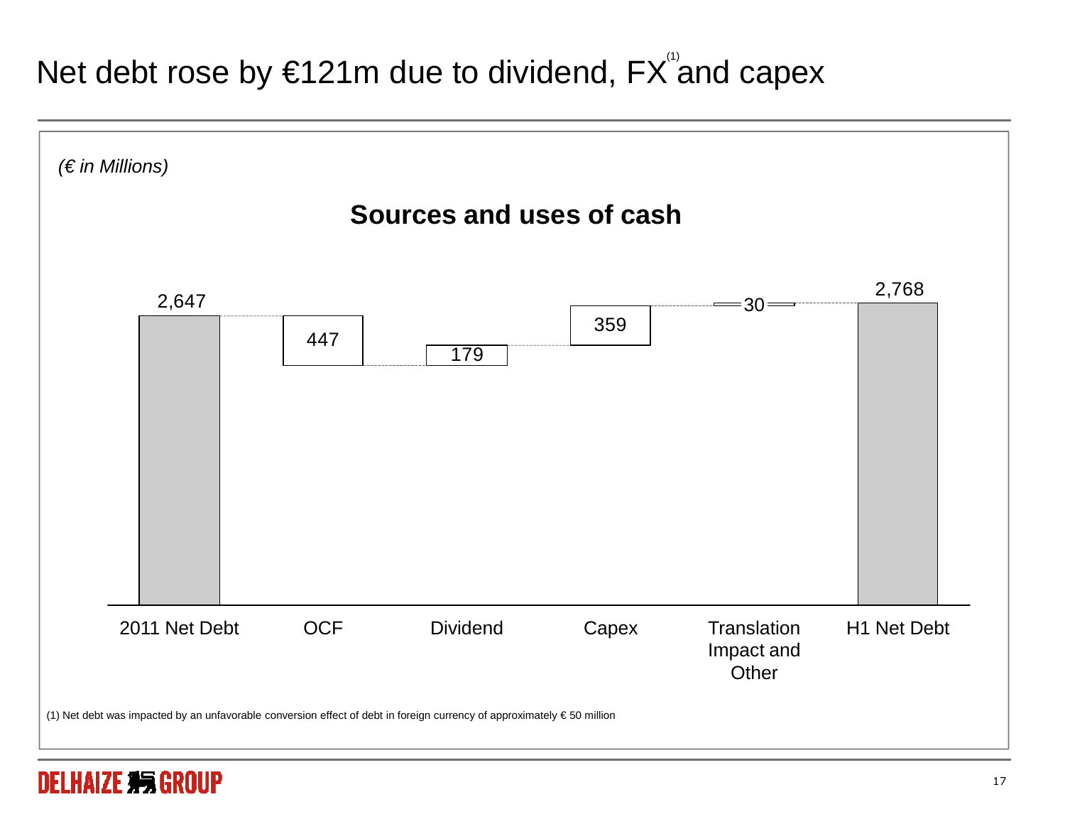# Net debt rose by €121m due to dividend, FX[1] and capex

*(€ in Millions)*

**Sources and uses of cash**

| 2011 Net Debt | OCF | Dividend | Capex | Translation Impact and Other | H1 Net Debt |
|---|---|---|---|---|---|
| 2,647 | 447 | 179 | 359 | 30 | 2,768 |

(1) Net debt was impacted by an unfavorable conversion effect of debt in foreign currency of approximately € 50 million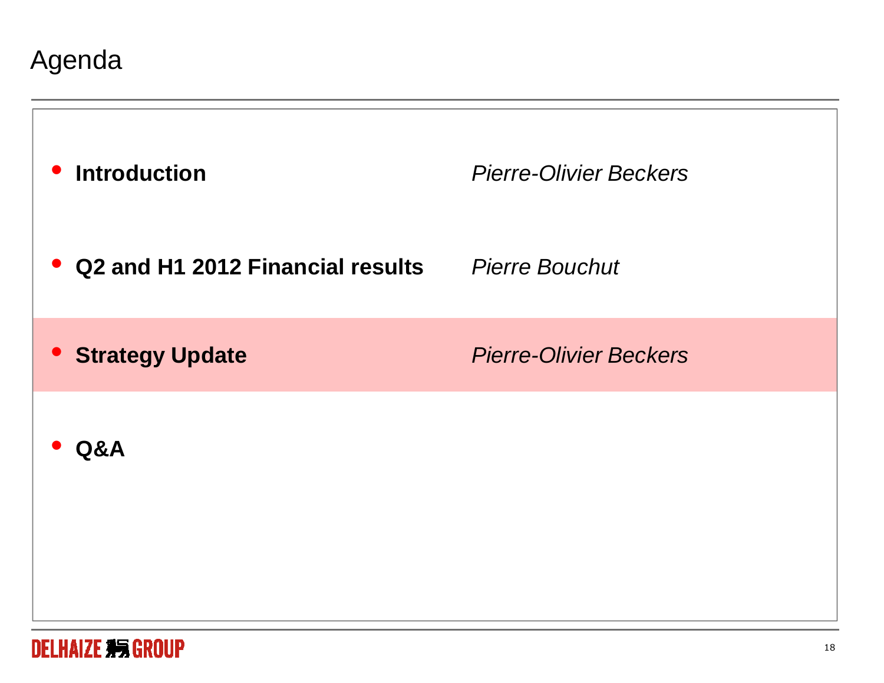# Agenda

| | |
|---|---|
| **Introduction** | *Pierre-Olivier Beckers* |
| **Q2 and H1 2012 Financial results** | *Pierre Bouchut* |
| **Strategy Update** | *Pierre-Olivier Beckers* |
| **Q&A** | |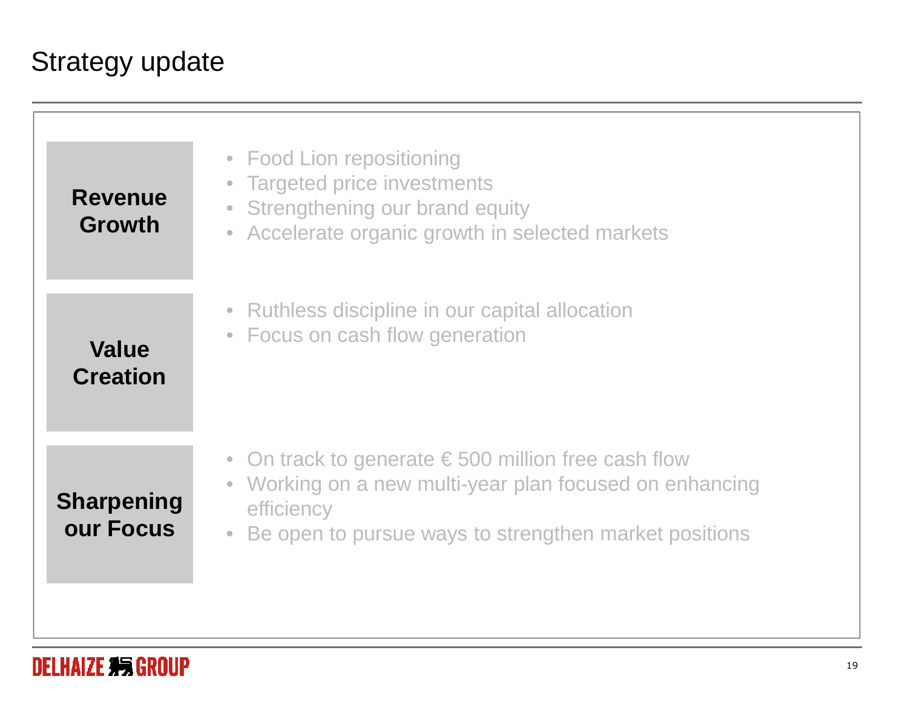# Strategy update

**Revenue Growth**

- Food Lion repositioning
- Targeted price investments
- Strengthening our brand equity
- Accelerate organic growth in selected markets

**Value Creation**

- Ruthless discipline in our capital allocation
- Focus on cash flow generation

**Sharpening our Focus**

- On track to generate € 500 million free cash flow
- Working on a new multi-year plan focused on enhancing efficiency
- Be open to pursue ways to strengthen market positions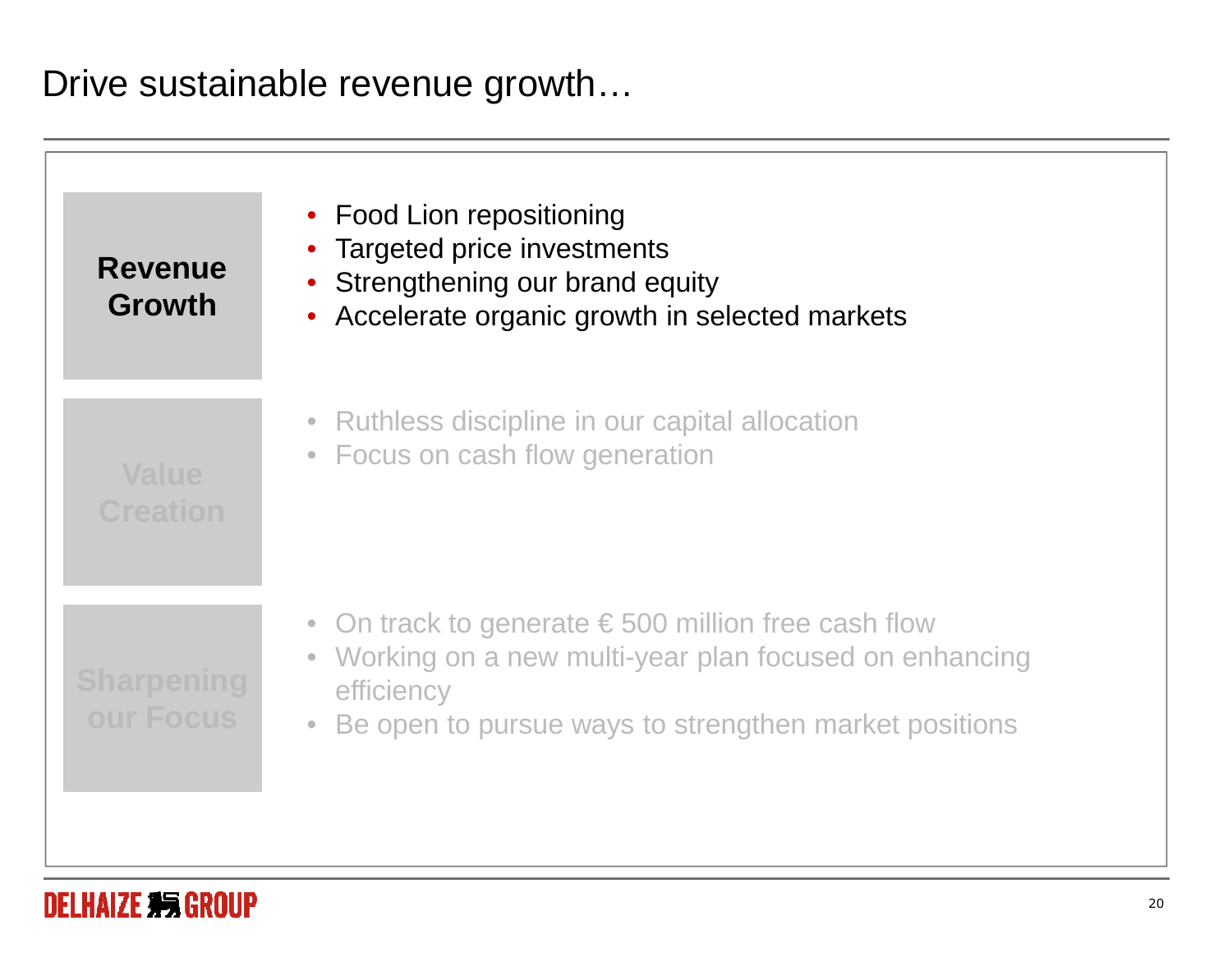# Drive sustainable revenue growth…

**Revenue Growth**

- Food Lion repositioning
- Targeted price investments
- Strengthening our brand equity
- Accelerate organic growth in selected markets

**Value Creation**

- Ruthless discipline in our capital allocation
- Focus on cash flow generation

**Sharpening our Focus**

- On track to generate € 500 million free cash flow
- Working on a new multi-year plan focused on enhancing efficiency
- Be open to pursue ways to strengthen market positions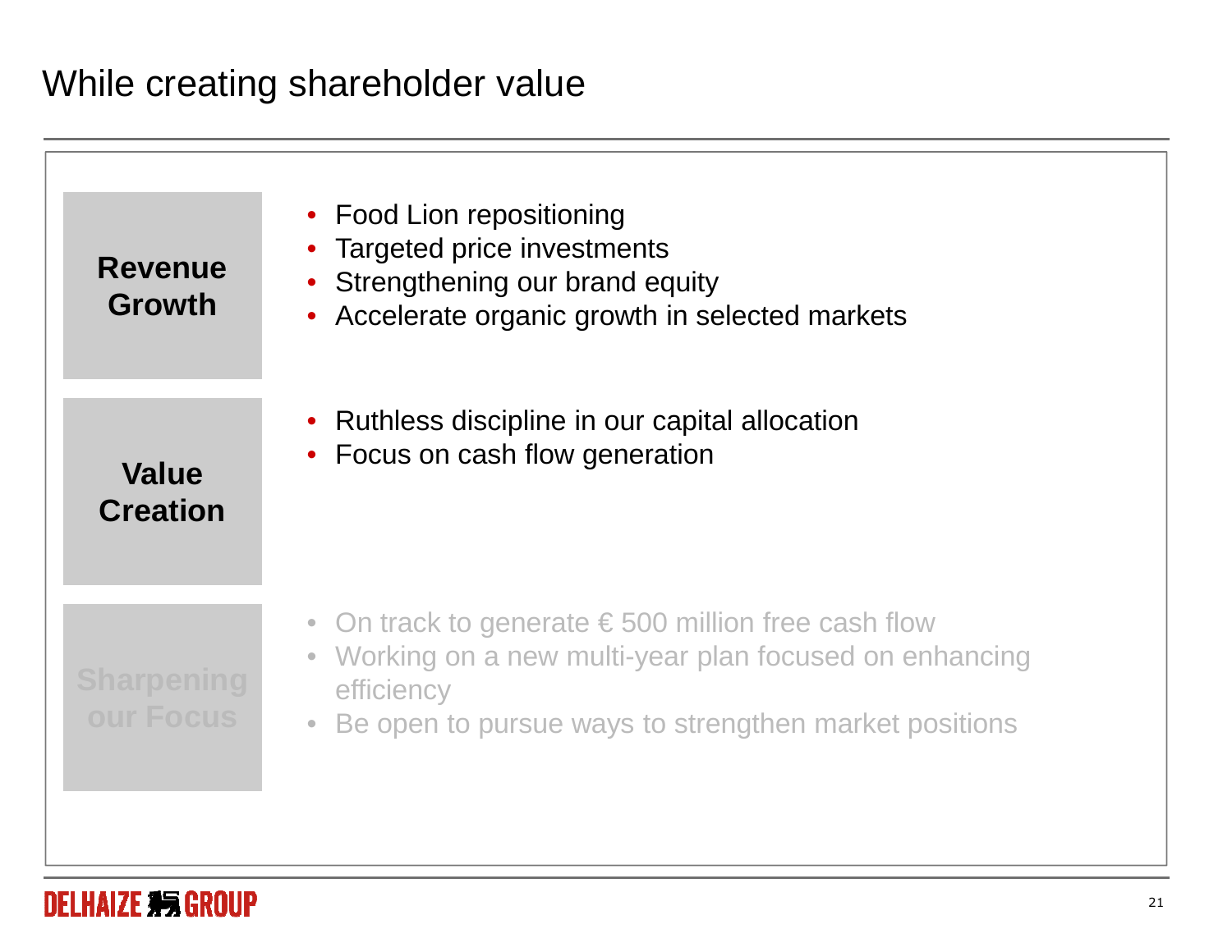# While creating shareholder value

### Revenue Growth

- Food Lion repositioning
- Targeted price investments
- Strengthening our brand equity
- Accelerate organic growth in selected markets

### Value Creation

- Ruthless discipline in our capital allocation
- Focus on cash flow generation

### Sharpening our Focus

- On track to generate € 500 million free cash flow
- Working on a new multi-year plan focused on enhancing efficiency
- Be open to pursue ways to strengthen market positions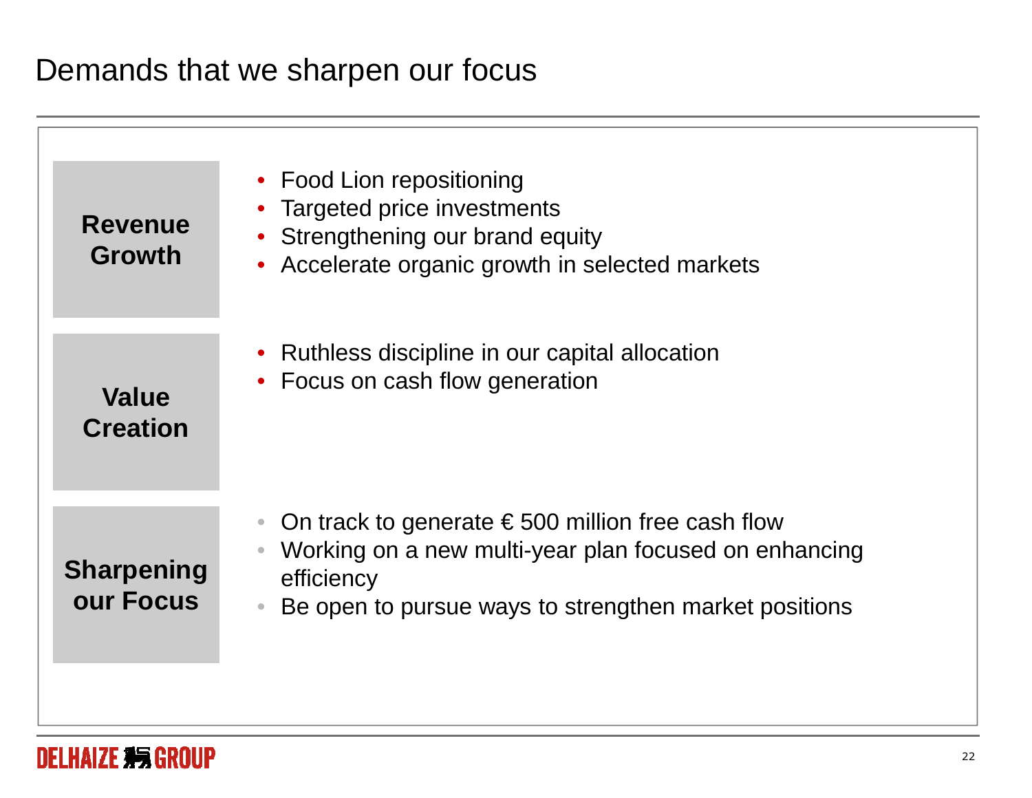# Demands that we sharpen our focus

**Revenue Growth**

- Food Lion repositioning
- Targeted price investments
- Strengthening our brand equity
- Accelerate organic growth in selected markets

**Value Creation**

- Ruthless discipline in our capital allocation
- Focus on cash flow generation

**Sharpening our Focus**

- On track to generate € 500 million free cash flow
- Working on a new multi-year plan focused on enhancing efficiency
- Be open to pursue ways to strengthen market positions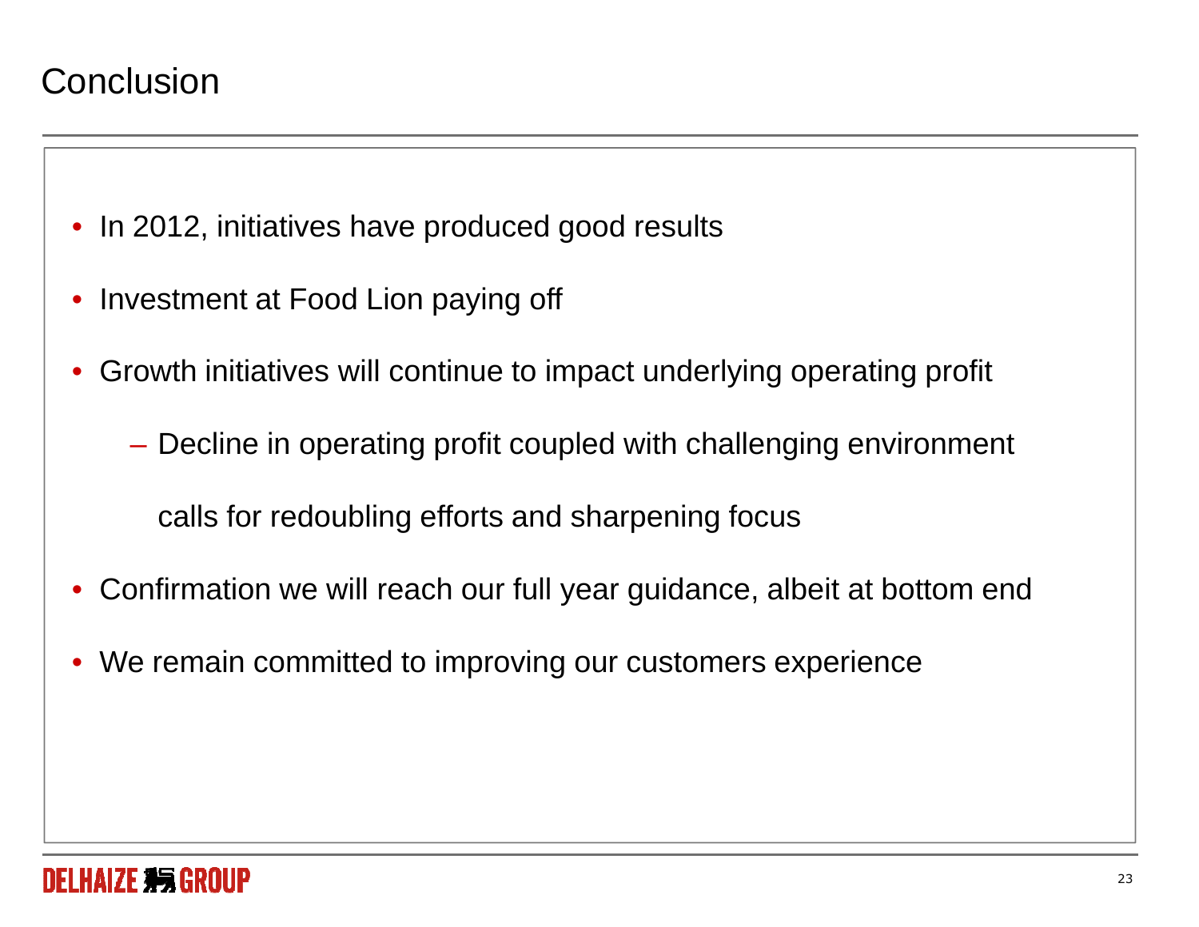# Conclusion

- In 2012, initiatives have produced good results
- Investment at Food Lion paying off
- Growth initiatives will continue to impact underlying operating profit
  - Decline in operating profit coupled with challenging environment calls for redoubling efforts and sharpening focus
- Confirmation we will reach our full year guidance, albeit at bottom end
- We remain committed to improving our customers experience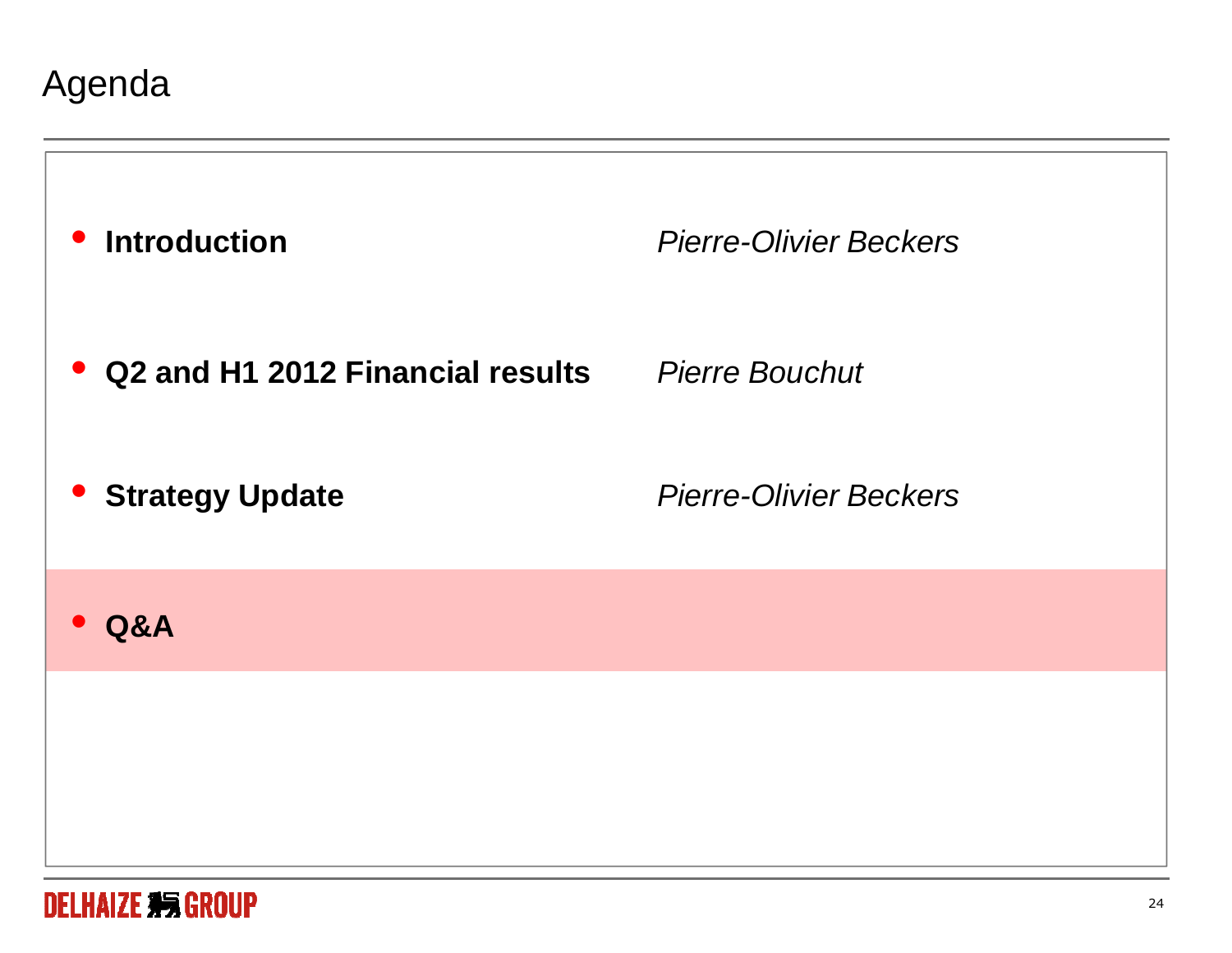# Agenda

- **Introduction** *Pierre-Olivier Beckers*
- **Q2 and H1 2012 Financial results** *Pierre Bouchut*
- **Strategy Update** *Pierre-Olivier Beckers*
- **Q&A**